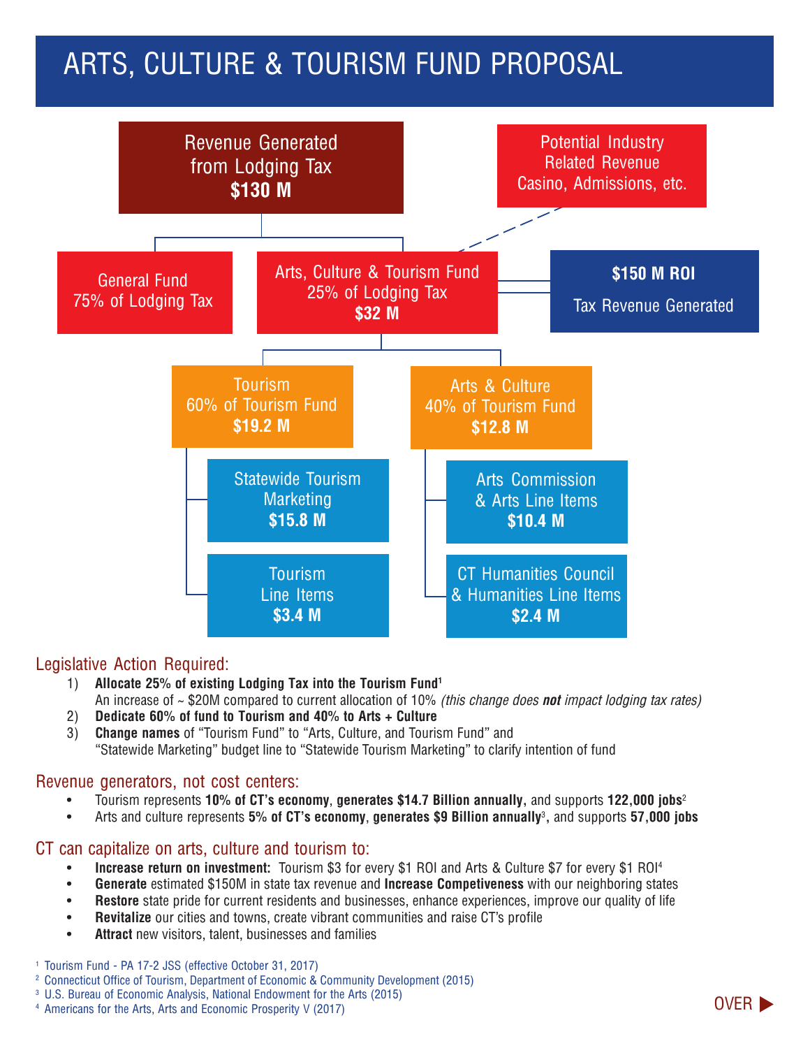# ARTS, CULTURE & TOURISM FUND PROPOSAL

**Revenue Generated from Lodging Tax**
**$130 M**

**Potential Industry Related Revenue**
Casino, Admissions, etc.

**General Fund**
75% of Lodging Tax

**Arts, Culture & Tourism Fund**
25% of Lodging Tax
**$32 M**

**$150 M ROI**
Tax Revenue Generated

**Tourism**
60% of Tourism Fund
**$19.2 M**

- Statewide Tourism Marketing **$15.8 M**
- Tourism Line Items **$3.4 M**

**Arts & Culture**
40% of Tourism Fund
**$12.8 M**

- Arts Commission & Arts Line Items **$10.4 M**
- CT Humanities Council & Humanities Line Items **$2.4 M**

## Legislative Action Required:

1) **Allocate 25% of existing Lodging Tax into the Tourism Fund**[1]
   An increase of ~ $20M compared to current allocation of 10% *(this change does **not** impact lodging tax rates)*
2) **Dedicate 60% of fund to Tourism and 40% to Arts + Culture**
3) **Change names** of "Tourism Fund" to "Arts, Culture, and Tourism Fund" and "Statewide Marketing" budget line to "Statewide Tourism Marketing" to clarify intention of fund

## Revenue generators, not cost centers:

- Tourism represents **10% of CT's economy**, **generates $14.7 Billion annually,** and supports **122,000 jobs**[2]
- Arts and culture represents **5% of CT's economy**, **generates $9 Billion annually**[3]**,** and supports **57,000 jobs**

## CT can capitalize on arts, culture and tourism to:

- **Increase return on investment:** Tourism $3 for every $1 ROI and Arts & Culture $7 for every $1 ROI[4]
- **Generate** estimated $150M in state tax revenue and **Increase Competiveness** with our neighboring states
- **Restore** state pride for current residents and businesses, enhance experiences, improve our quality of life
- **Revitalize** our cities and towns, create vibrant communities and raise CT's profile
- **Attract** new visitors, talent, businesses and families

[1] Tourism Fund - PA 17-2 JSS (effective October 31, 2017)
[2] Connecticut Office of Tourism, Department of Economic & Community Development (2015)
[3] U.S. Bureau of Economic Analysis, National Endowment for the Arts (2015)
[4] Americans for the Arts, Arts and Economic Prosperity V (2017)

OVER ▶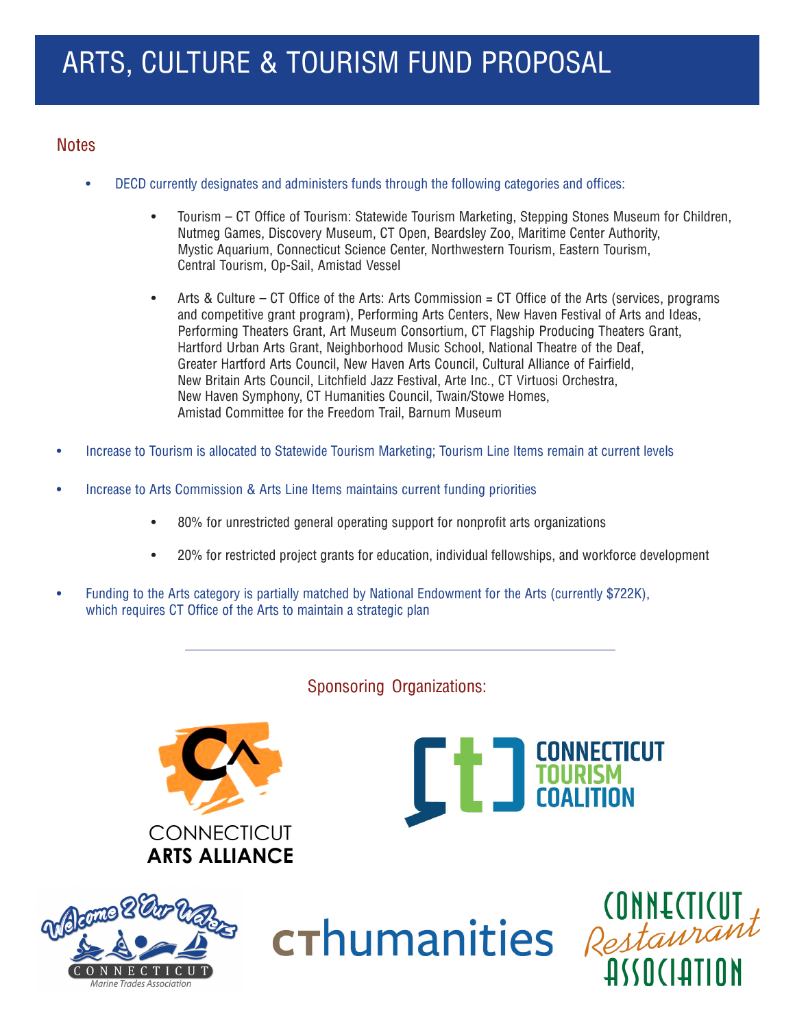# ARTS, CULTURE & TOURISM FUND PROPOSAL

## Notes

- DECD currently designates and administers funds through the following categories and offices:
  - Tourism – CT Office of Tourism: Statewide Tourism Marketing, Stepping Stones Museum for Children, Nutmeg Games, Discovery Museum, CT Open, Beardsley Zoo, Maritime Center Authority, Mystic Aquarium, Connecticut Science Center, Northwestern Tourism, Eastern Tourism, Central Tourism, Op-Sail, Amistad Vessel
  - Arts & Culture – CT Office of the Arts: Arts Commission = CT Office of the Arts (services, programs and competitive grant program), Performing Arts Centers, New Haven Festival of Arts and Ideas, Performing Theaters Grant, Art Museum Consortium, CT Flagship Producing Theaters Grant, Hartford Urban Arts Grant, Neighborhood Music School, National Theatre of the Deaf, Greater Hartford Arts Council, New Haven Arts Council, Cultural Alliance of Fairfield, New Britain Arts Council, Litchfield Jazz Festival, Arte Inc., CT Virtuosi Orchestra, New Haven Symphony, CT Humanities Council, Twain/Stowe Homes, Amistad Committee for the Freedom Trail, Barnum Museum
- Increase to Tourism is allocated to Statewide Tourism Marketing; Tourism Line Items remain at current levels
- Increase to Arts Commission & Arts Line Items maintains current funding priorities
  - 80% for unrestricted general operating support for nonprofit arts organizations
  - 20% for restricted project grants for education, individual fellowships, and workforce development
- Funding to the Arts category is partially matched by National Endowment for the Arts (currently $722K), which requires CT Office of the Arts to maintain a strategic plan

---

Sponsoring Organizations:

CONNECTICUT ARTS ALLIANCE

CONNECTICUT TOURISM COALITION

Welcome 2 Our Waters CONNECTICUT Marine Trades Association

CThumanities

CONNECTICUT Restaurant ASSOCIATION